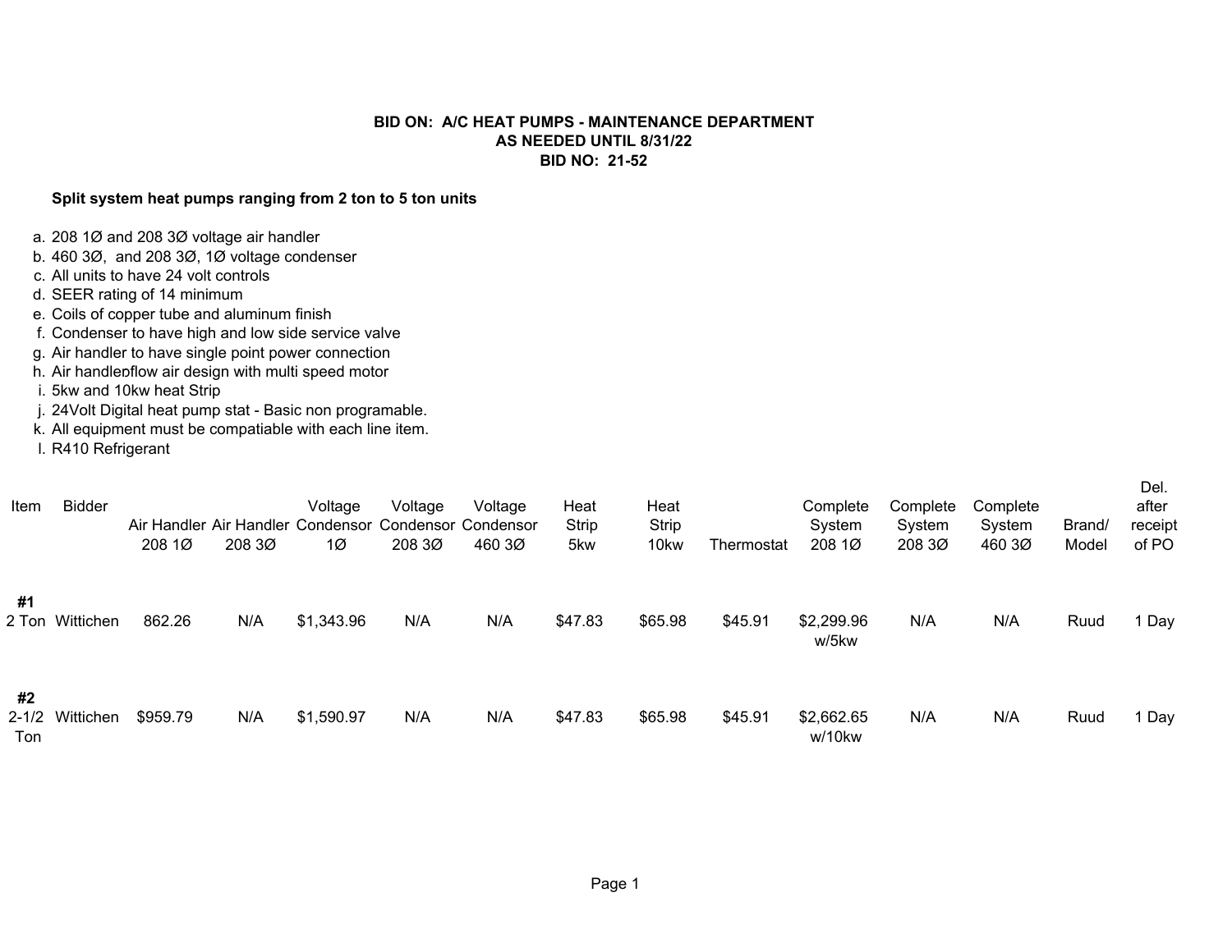**BID ON: A/C HEAT PUMPS - MAINTENANCE DEPARTMENT**
**AS NEEDED UNTIL 8/31/22**
**BID NO: 21-52**

**Split system heat pumps ranging from 2 ton to 5 ton units**

a. 208 1Ø and 208 3Ø voltage air handler
b. 460 3Ø, and 208 3Ø, 1Ø voltage condenser
c. All units to have 24 volt controls
d. SEER rating of 14 minimum
e. Coils of copper tube and aluminum finish
f. Condenser to have high and low side service valve
g. Air handler to have single point power connection
h. Air handleрflow air design with multi speed motor
i. 5kw and 10kw heat Strip
j. 24Volt Digital heat pump stat - Basic non programable.
k. All equipment must be compatiable with each line item.
l. R410 Refrigerant

| Item | Bidder | Air Handler 208 1Ø | Air Handler 208 3Ø | Voltage Condensor 1Ø | Voltage Condensor 208 3Ø | Voltage Condensor 460 3Ø | Heat Strip 5kw | Heat Strip 10kw | Thermostat | Complete System 208 1Ø | Complete System 208 3Ø | Complete System 460 3Ø | Brand/ Model | Del. after receipt of PO |
|---|---|---|---|---|---|---|---|---|---|---|---|---|---|---|
| **#1** 2 Ton | Wittichen | 862.26 | N/A | $1,343.96 | N/A | N/A | $47.83 | $65.98 | $45.91 | $2,299.96 w/5kw | N/A | N/A | Ruud | 1 Day |
| **#2** 2-1/2 Ton | Wittichen | $959.79 | N/A | $1,590.97 | N/A | N/A | $47.83 | $65.98 | $45.91 | $2,662.65 w/10kw | N/A | N/A | Ruud | 1 Day |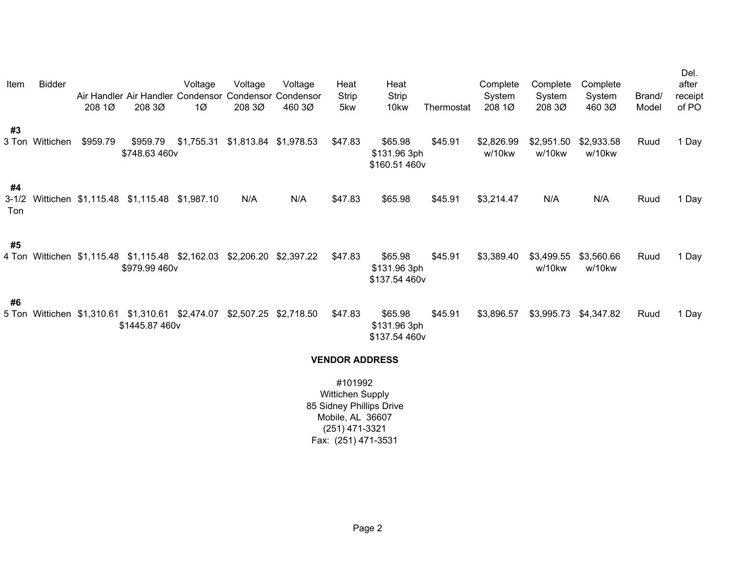| Item | Bidder | Air Handler 208 1Ø | Air Handler 208 3Ø | Voltage Condensor 1Ø | Voltage Condensor 208 3Ø | Voltage Condensor 460 3Ø | Heat Strip 5kw | Heat Strip 10kw | Thermostat | Complete System 208 1Ø | Complete System 208 3Ø | Complete System 460 3Ø | Brand/ Model | Del. after receipt of PO |
|---|---|---|---|---|---|---|---|---|---|---|---|---|---|---|
| **#3** 3 Ton | Wittichen | $959.79 | $959.79 $748.63 460v | $1,755.31 | $1,813.84 | $1,978.53 | $47.83 | $65.98 $131.96 3ph $160.51 460v | $45.91 | $2,826.99 w/10kw | $2,951.50 w/10kw | $2,933.58 w/10kw | Ruud | 1 Day |
| **#4** 3-1/2 Ton | Wittichen | $1,115.48 | $1,115.48 | $1,987.10 | N/A | N/A | $47.83 | $65.98 | $45.91 | $3,214.47 | N/A | N/A | Ruud | 1 Day |
| **#5** 4 Ton | Wittichen | $1,115.48 | $1,115.48 $979.99 460v | $2,162.03 | $2,206.20 | $2,397.22 | $47.83 | $65.98 $131.96 3ph $137.54 460v | $45.91 | $3,389.40 | $3,499.55 w/10kw | $3,560.66 w/10kw | Ruud | 1 Day |
| **#6** 5 Ton | Wittichen | $1,310.61 | $1,310.61 $1445.87 460v | $2,474.07 | $2,507.25 | $2,718.50 | $47.83 | $65.98 $131.96 3ph $137.54 460v | $45.91 | $3,896.57 | $3,995.73 | $4,347.82 | Ruud | 1 Day |

**VENDOR ADDRESS**

#101992
Wittichen Supply
85 Sidney Phillips Drive
Mobile, AL 36607
(251) 471-3321
Fax: (251) 471-3531